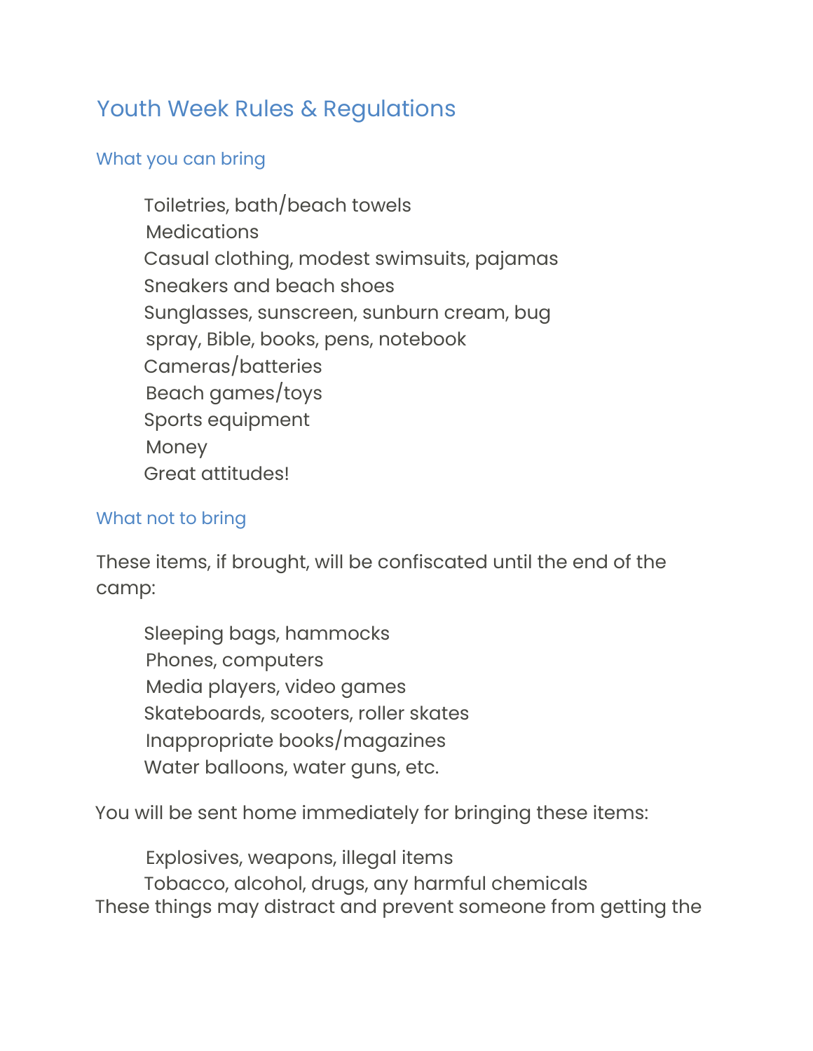# Youth Week Rules & Regulations

## What you can bring

- Toiletries, bath/beach towels
- Medications
- Casual clothing, modest swimsuits, pajamas
- Sneakers and beach shoes
- Sunglasses, sunscreen, sunburn cream, bug spray, Bible, books, pens, notebook
- Cameras/batteries
- Beach games/toys
- Sports equipment
- Money
- Great attitudes!

## What not to bring

These items, if brought, will be confiscated until the end of the camp:

- Sleeping bags, hammocks
- Phones, computers
- Media players, video games
- Skateboards, scooters, roller skates
- Inappropriate books/magazines
- Water balloons, water guns, etc.

You will be sent home immediately for bringing these items:

- Explosives, weapons, illegal items
- Tobacco, alcohol, drugs, any harmful chemicals

These things may distract and prevent someone from getting the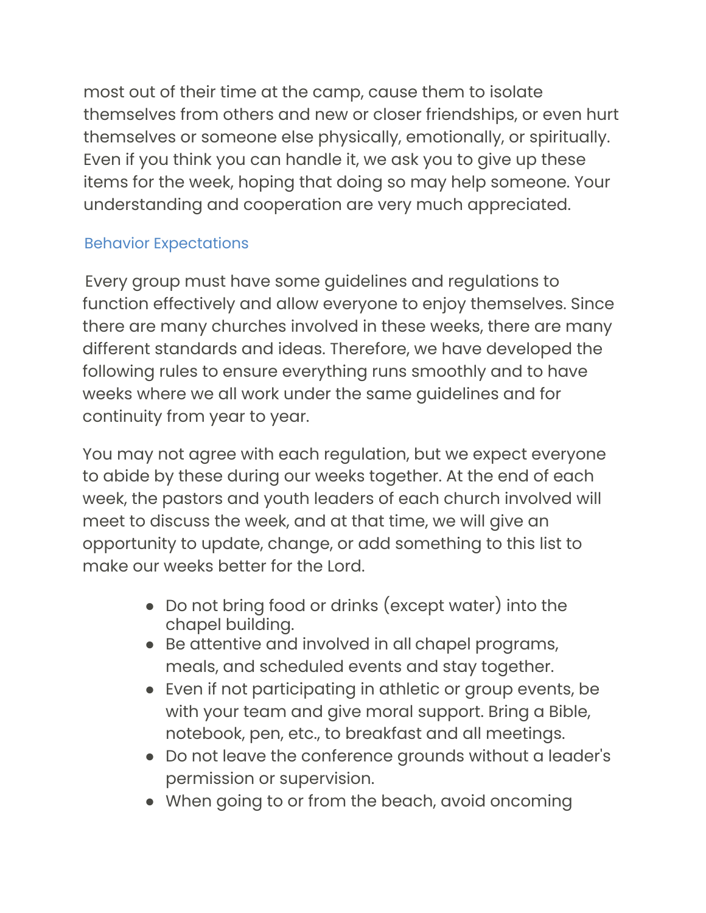most out of their time at the camp, cause them to isolate themselves from others and new or closer friendships, or even hurt themselves or someone else physically, emotionally, or spiritually. Even if you think you can handle it, we ask you to give up these items for the week, hoping that doing so may help someone. Your understanding and cooperation are very much appreciated.

## Behavior Expectations

Every group must have some guidelines and regulations to function effectively and allow everyone to enjoy themselves. Since there are many churches involved in these weeks, there are many different standards and ideas. Therefore, we have developed the following rules to ensure everything runs smoothly and to have weeks where we all work under the same guidelines and for continuity from year to year.

You may not agree with each regulation, but we expect everyone to abide by these during our weeks together. At the end of each week, the pastors and youth leaders of each church involved will meet to discuss the week, and at that time, we will give an opportunity to update, change, or add something to this list to make our weeks better for the Lord.

- Do not bring food or drinks (except water) into the chapel building.
- Be attentive and involved in all chapel programs, meals, and scheduled events and stay together.
- Even if not participating in athletic or group events, be with your team and give moral support. Bring a Bible, notebook, pen, etc., to breakfast and all meetings.
- Do not leave the conference grounds without a leader's permission or supervision.
- When going to or from the beach, avoid oncoming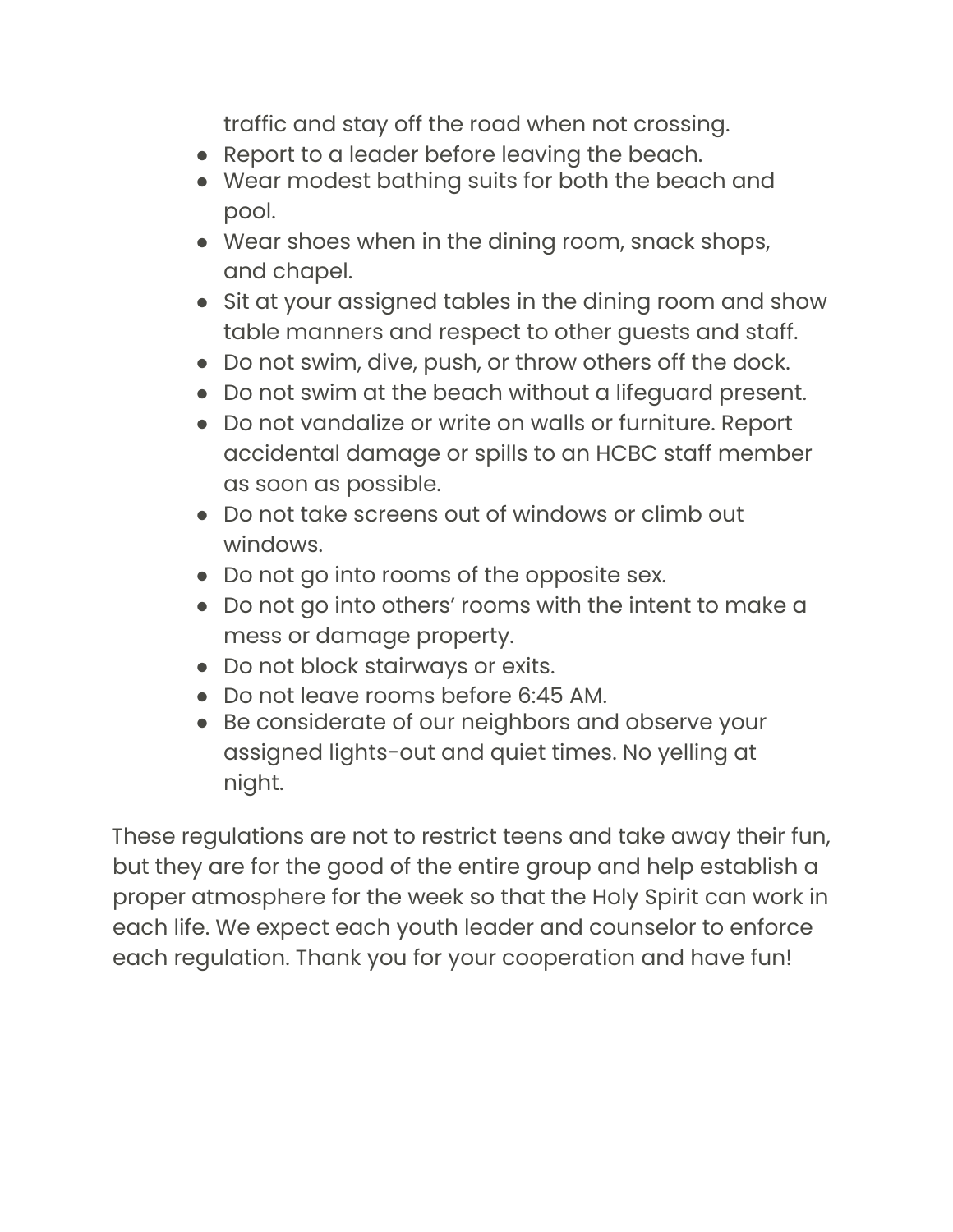traffic and stay off the road when not crossing.

- Report to a leader before leaving the beach.
- Wear modest bathing suits for both the beach and pool.
- Wear shoes when in the dining room, snack shops, and chapel.
- Sit at your assigned tables in the dining room and show table manners and respect to other guests and staff.
- Do not swim, dive, push, or throw others off the dock.
- Do not swim at the beach without a lifeguard present.
- Do not vandalize or write on walls or furniture. Report accidental damage or spills to an HCBC staff member as soon as possible.
- Do not take screens out of windows or climb out windows.
- Do not go into rooms of the opposite sex.
- Do not go into others' rooms with the intent to make a mess or damage property.
- Do not block stairways or exits.
- Do not leave rooms before 6:45 AM.
- Be considerate of our neighbors and observe your assigned lights-out and quiet times. No yelling at night.

These regulations are not to restrict teens and take away their fun, but they are for the good of the entire group and help establish a proper atmosphere for the week so that the Holy Spirit can work in each life. We expect each youth leader and counselor to enforce each regulation. Thank you for your cooperation and have fun!